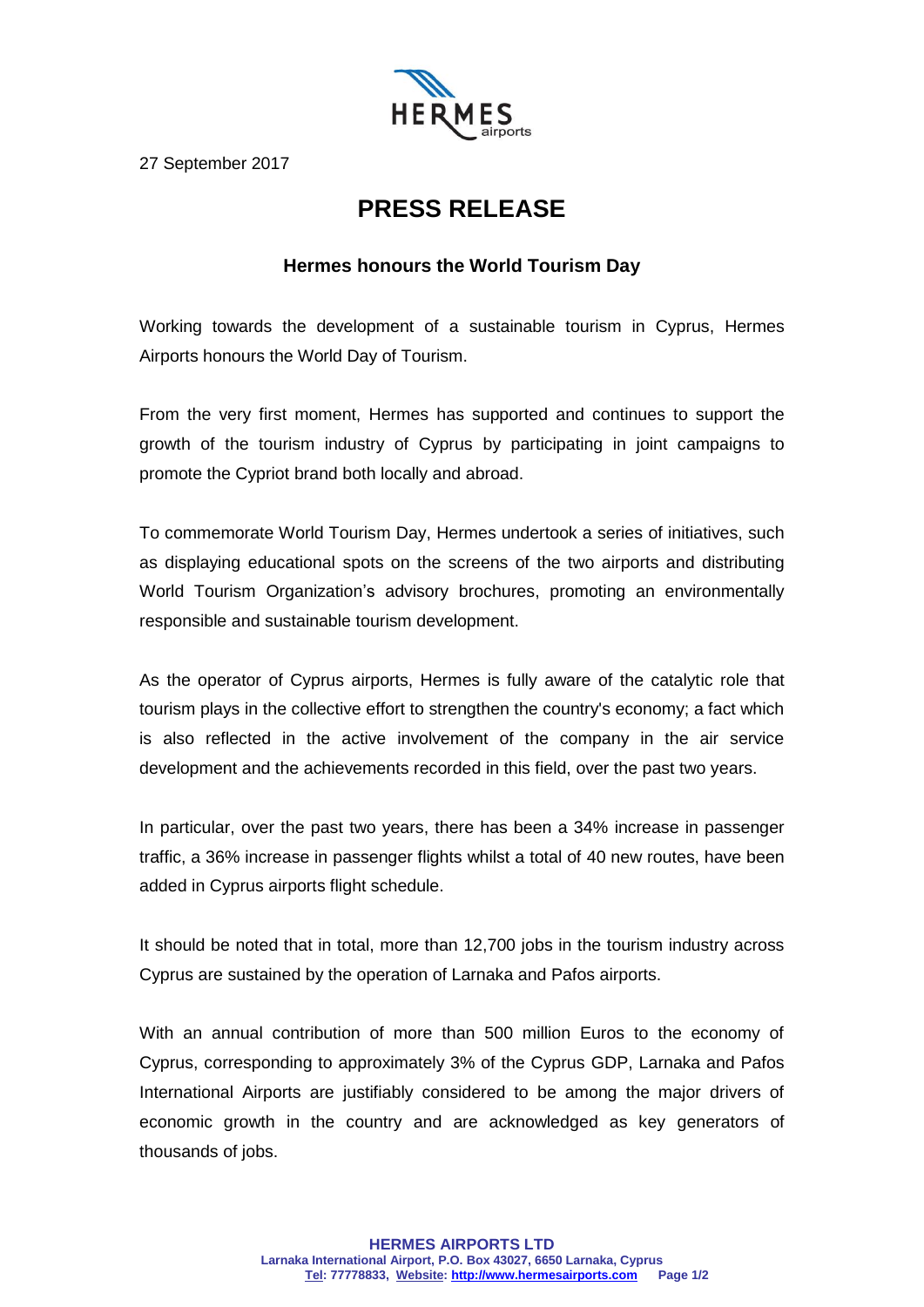27 September 2017

# PRESS RELEASE

### Hermes honours the World Tourism Day

Working towards the development of a sustainable tourism in Cyprus, Hermes Airports honours the World Day of Tourism.

From the very first moment, Hermes has supported and continues to support the growth of the tourism industry of Cyprus by participating in joint campaigns to promote the Cypriot brand both locally and abroad.

To commemorate World Tourism Day, Hermes undertook a series of initiatives, such as displaying educational spots on the screens of the two airports and distributing World Tourism Organization's advisory brochures, promoting an environmentally responsible and sustainable tourism development.

As the operator of Cyprus airports, Hermes is fully aware of the catalytic role that tourism plays in the collective effort to strengthen the country's economy; a fact which is also reflected in the active involvement of the company in the air service development and the achievements recorded in this field, over the past two years.

In particular, over the past two years, there has been a 34% increase in passenger traffic, a 36% increase in passenger flights whilst a total of 40 new routes, have been added in Cyprus airports flight schedule.

It should be noted that in total, more than 12,700 jobs in the tourism industry across Cyprus are sustained by the operation of Larnaka and Pafos airports.

With an annual contribution of more than 500 million Euros to the economy of Cyprus, corresponding to approximately 3% of the Cyprus GDP, Larnaka and Pafos International Airports are justifiably considered to be among the major drivers of economic growth in the country and are acknowledged as key generators of thousands of jobs.

**HERMES AIRPORTS LTD**
**Larnaka International Airport, P.O. Box 43027, 6650 Larnaka, Cyprus**
**Tel: 77778833, Website: http://www.hermesairports.com**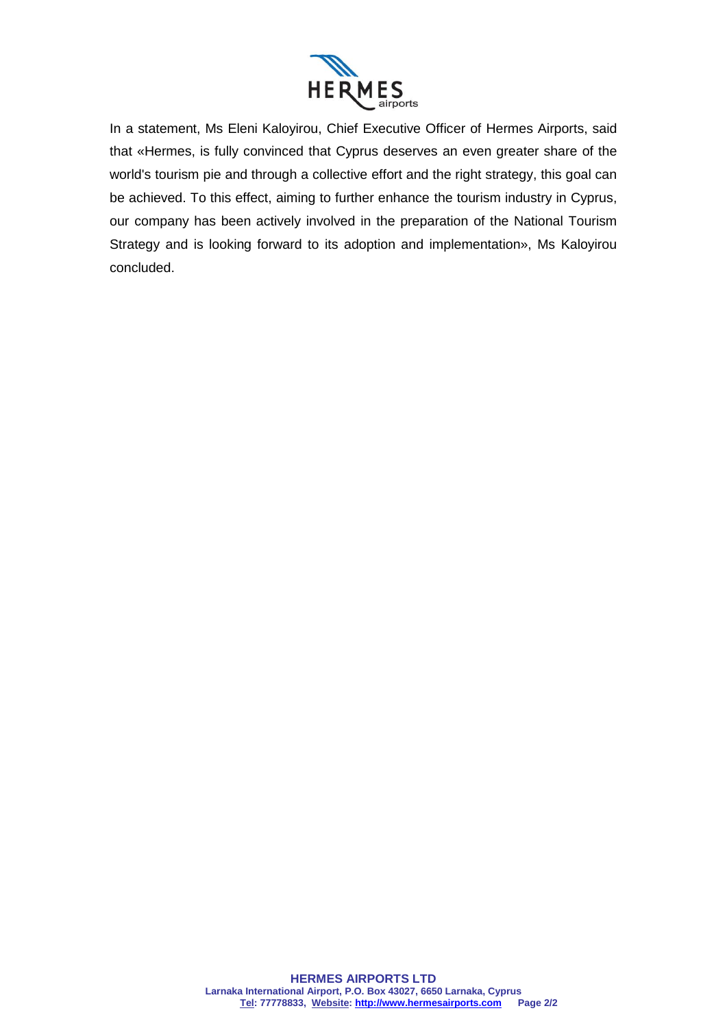In a statement, Ms Eleni Kaloyirou, Chief Executive Officer of Hermes Airports, said that «Hermes, is fully convinced that Cyprus deserves an even greater share of the world's tourism pie and through a collective effort and the right strategy, this goal can be achieved. To this effect, aiming to further enhance the tourism industry in Cyprus, our company has been actively involved in the preparation of the National Tourism Strategy and is looking forward to its adoption and implementation», Ms Kaloyirou concluded.